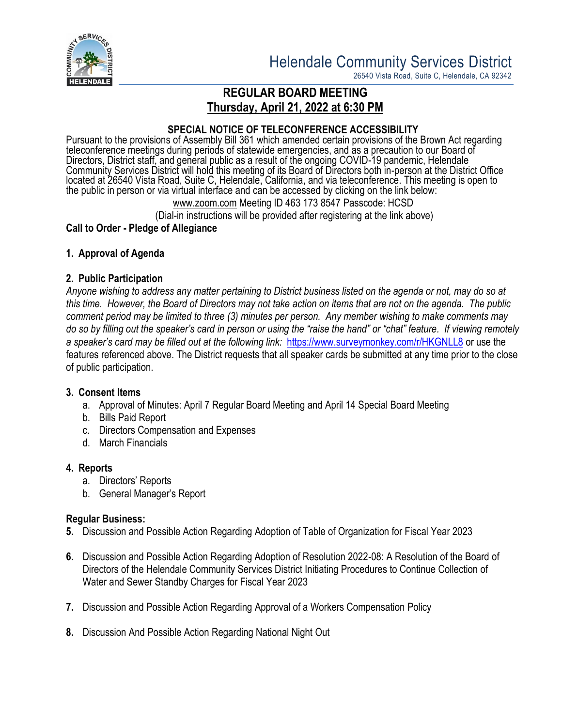# Helendale Community Services District

26540 Vista Road, Suite C, Helendale, CA 92342

## REGULAR BOARD MEETING

## Thursday, April 21, 2022 at 6:30 PM

### SPECIAL NOTICE OF TELECONFERENCE ACCESSIBILITY

Pursuant to the provisions of Assembly Bill 361 which amended certain provisions of the Brown Act regarding teleconference meetings during periods of statewide emergencies, and as a precaution to our Board of Directors, District staff, and general public as a result of the ongoing COVID-19 pandemic, Helendale Community Services District will hold this meeting of its Board of Directors both in-person at the District Office located at 26540 Vista Road, Suite C, Helendale, California, and via teleconference. This meeting is open to the public in person or via virtual interface and can be accessed by clicking on the link below:

www.zoom.com Meeting ID 463 173 8547 Passcode: HCSD

(Dial-in instructions will be provided after registering at the link above)

**Call to Order - Pledge of Allegiance**

**1. Approval of Agenda**

**2. Public Participation**

*Anyone wishing to address any matter pertaining to District business listed on the agenda or not, may do so at this time. However, the Board of Directors may not take action on items that are not on the agenda. The public comment period may be limited to three (3) minutes per person. Any member wishing to make comments may do so by filling out the speaker's card in person or using the "raise the hand" or "chat" feature. If viewing remotely a speaker's card may be filled out at the following link:* https://www.surveymonkey.com/r/HKGNLL8 or use the features referenced above. The District requests that all speaker cards be submitted at any time prior to the close of public participation.

**3. Consent Items**

a. Approval of Minutes: April 7 Regular Board Meeting and April 14 Special Board Meeting
b. Bills Paid Report
c. Directors Compensation and Expenses
d. March Financials

**4. Reports**

a. Directors' Reports
b. General Manager's Report

**Regular Business:**

**5.** Discussion and Possible Action Regarding Adoption of Table of Organization for Fiscal Year 2023

**6.** Discussion and Possible Action Regarding Adoption of Resolution 2022-08: A Resolution of the Board of Directors of the Helendale Community Services District Initiating Procedures to Continue Collection of Water and Sewer Standby Charges for Fiscal Year 2023

**7.** Discussion and Possible Action Regarding Approval of a Workers Compensation Policy

**8.** Discussion And Possible Action Regarding National Night Out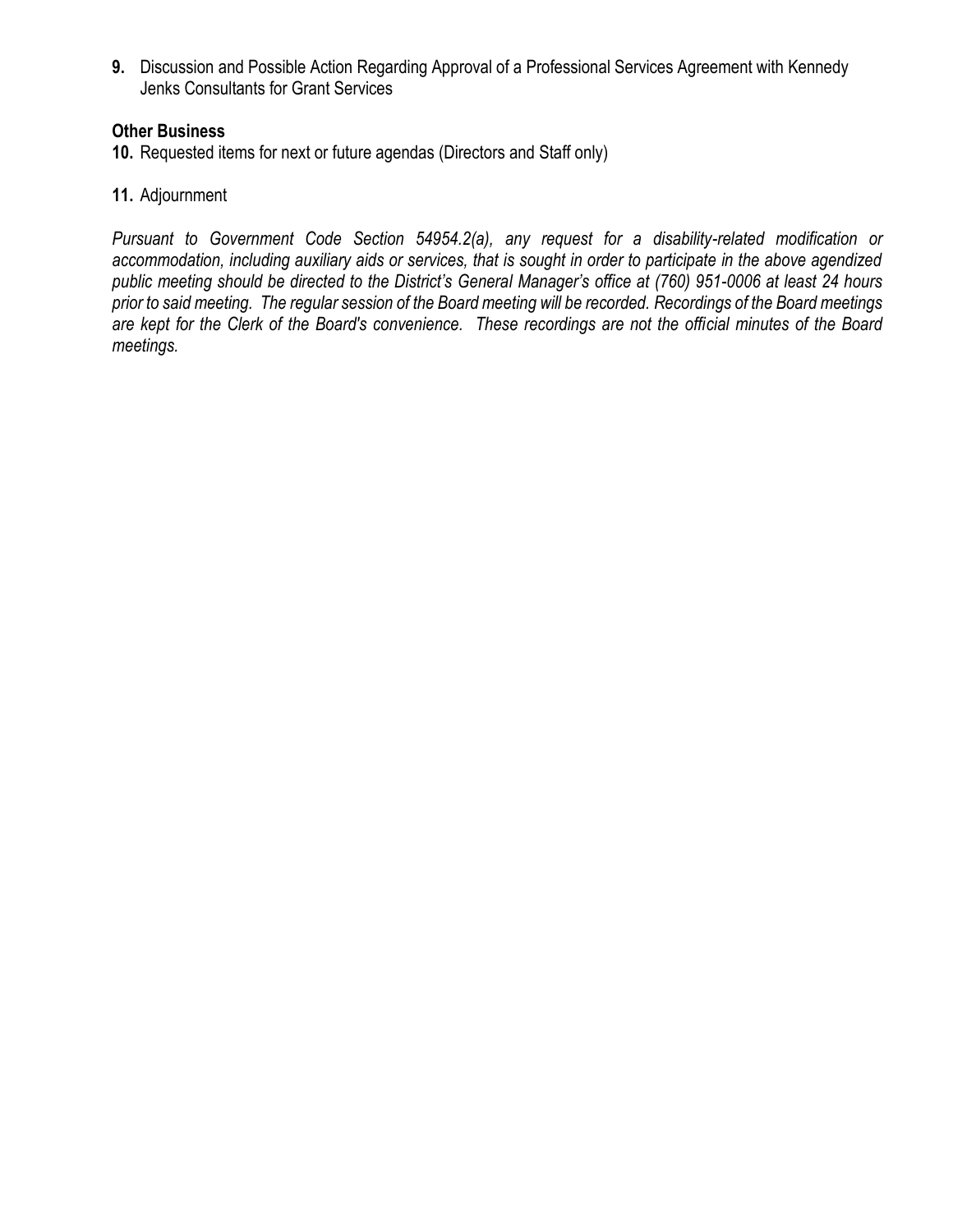**9.** Discussion and Possible Action Regarding Approval of a Professional Services Agreement with Kennedy Jenks Consultants for Grant Services

**Other Business**

**10.** Requested items for next or future agendas (Directors and Staff only)

**11.** Adjournment

*Pursuant to Government Code Section 54954.2(a), any request for a disability-related modification or accommodation, including auxiliary aids or services, that is sought in order to participate in the above agendized public meeting should be directed to the District's General Manager's office at (760) 951-0006 at least 24 hours prior to said meeting. The regular session of the Board meeting will be recorded. Recordings of the Board meetings are kept for the Clerk of the Board's convenience. These recordings are not the official minutes of the Board meetings.*